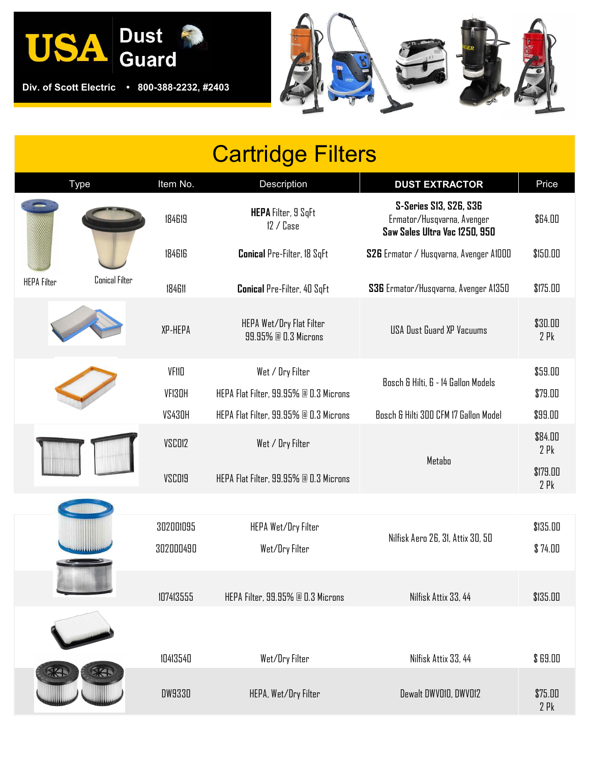# USA Dust Guard

Div. of Scott Electric • 800-388-2232, #2403

## Cartridge Filters

| Type | Item No. | Description | DUST EXTRACTOR | Price |
|---|---|---|---|---|
| HEPA Filter | 184619 | **HEPA** Filter, 9 SqFt 12 / Case | **S-Series S13, S26, S36** Ermator/Husqvarna, Avenger **Saw Sales Ultra Vac 1250, 950** | $64.00 |
| Conical Filter | 184616 | **Conical** Pre-Filter, 18 SqFt | **S26** Ermator / Husqvarna, Avenger A1000 | $150.00 |
| | 184611 | **Conical** Pre-Filter, 40 SqFt | **S36** Ermator/Husqvarna, Avenger A1350 | $175.00 |
| | XP-HEPA | HEPA Wet/Dry Flat Filter 99.95% @ 0.3 Microns | USA Dust Guard XP Vacuums | $30.00 2 Pk |
| | VF110 | Wet / Dry Filter | Bosch & Hilti, 6 - 14 Gallon Models | $59.00 |
| | VF130H | HEPA Flat Filter, 99.95% @ 0.3 Microns | Bosch & Hilti, 6 - 14 Gallon Models | $79.00 |
| | VS430H | HEPA Flat Filter, 99.95% @ 0.3 Microns | Bosch & Hilti 300 CFM 17 Gallon Model | $99.00 |
| | VSC012 | Wet / Dry Filter | Metabo | $84.00 2 Pk |
| | VSC019 | HEPA Flat Filter, 99.95% @ 0.3 Microns | Metabo | $179.00 2 Pk |
| | 302001095 | HEPA Wet/Dry Filter | Nilfisk Aero 26, 31, Attix 30, 50 | $135.00 |
| | 302000490 | Wet/Dry Filter | Nilfisk Aero 26, 31, Attix 30, 50 | $ 74.00 |
| | 107413555 | HEPA Filter, 99.95% @ 0.3 Microns | Nilfisk Attix 33, 44 | $135.00 |
| | 10413540 | Wet/Dry Filter | Nilfisk Attix 33, 44 | $ 69.00 |
| | DW9330 | HEPA, Wet/Dry Filter | Dewalt DWV010, DWV012 | $75.00 2 Pk |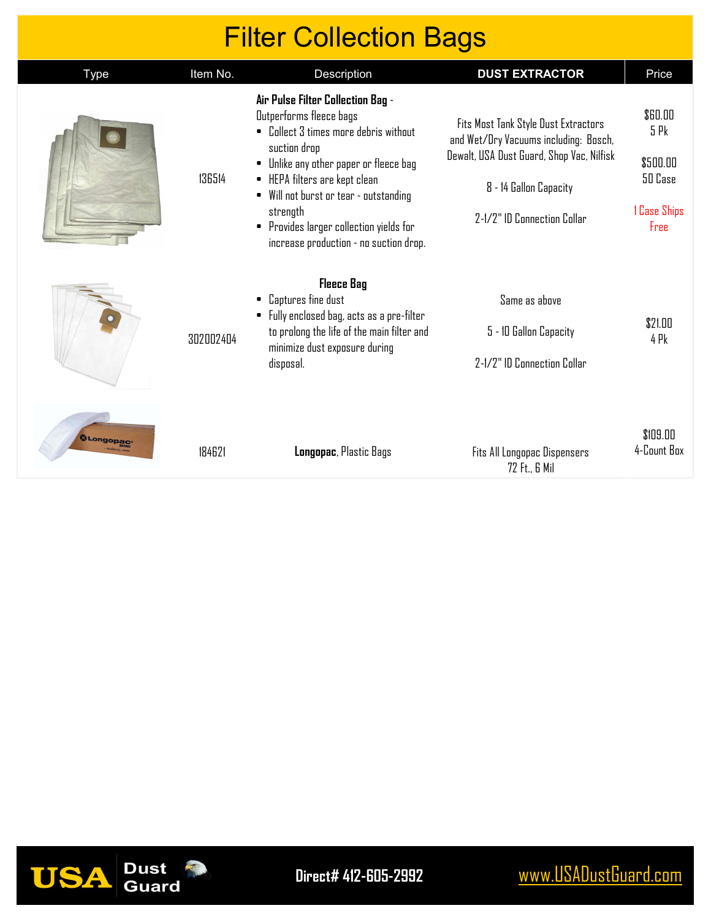# Filter Collection Bags

| Type | Item No. | Description | DUST EXTRACTOR | Price |
|---|---|---|---|---|
| | 136514 | **Air Pulse Filter Collection Bag** - Outperforms fleece bags<br>• Collect 3 times more debris without suction drop<br>• Unlike any other paper or fleece bag<br>• HEPA filters are kept clean<br>• Will not burst or tear - outstanding strength<br>• Provides larger collection yields for increase production - no suction drop. | Fits Most Tank Style Dust Extractors and Wet/Dry Vacuums including: Bosch, Dewalt, USA Dust Guard, Shop Vac, Nilfisk<br><br>8 - 14 Gallon Capacity<br><br>2-1/2" ID Connection Collar | $60.00<br>5 Pk<br><br>$500.00<br>50 Case<br><br>1 Case Ships Free |
| | 302002404 | **Fleece Bag**<br>• Captures fine dust<br>• Fully enclosed bag, acts as a pre-filter to prolong the life of the main filter and minimize dust exposure during disposal. | Same as above<br><br>5 - 10 Gallon Capacity<br><br>2-1/2" ID Connection Collar | $21.00<br>4 Pk |
| | 184621 | **Longopac**, Plastic Bags | Fits All Longopac Dispensers<br>72 Ft., 6 Mil | $109.00<br>4-Count Box |

USA Dust Guard

Direct# 412-605-2992

www.USADustGuard.com